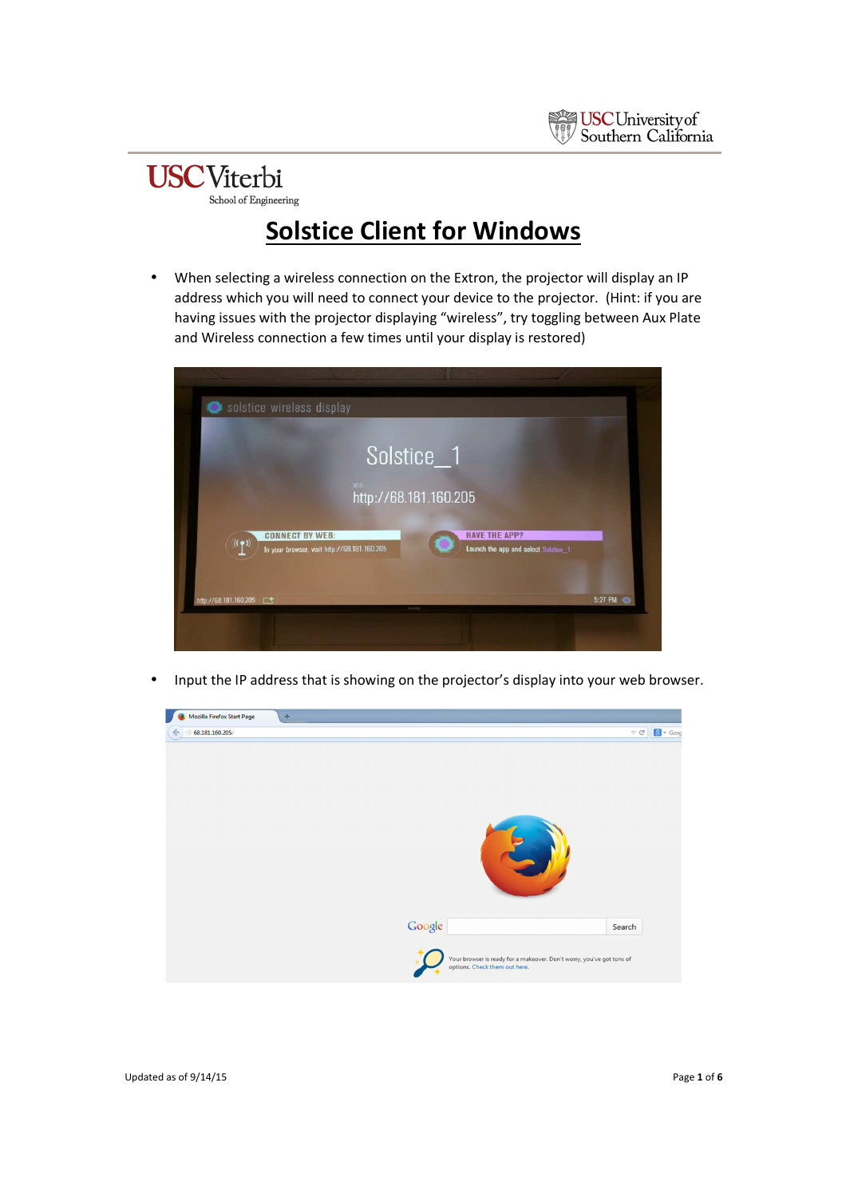# Solstice Client for Windows

- When selecting a wireless connection on the Extron, the projector will display an IP address which you will need to connect your device to the projector. (Hint: if you are having issues with the projector displaying "wireless", try toggling between Aux Plate and Wireless connection a few times until your display is restored)

- Input the IP address that is showing on the projector's display into your web browser.

Updated as of 9/14/15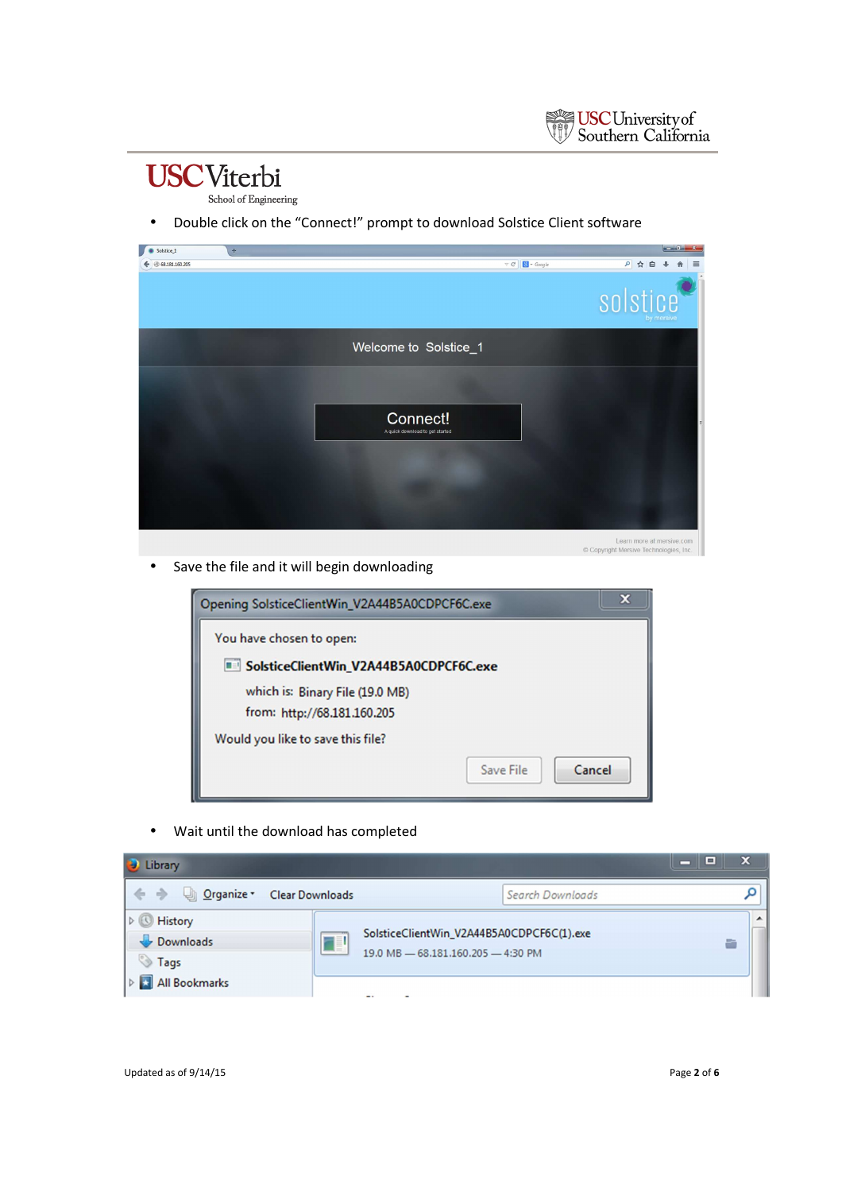- Double click on the "Connect!" prompt to download Solstice Client software

- Save the file and it will begin downloading

- Wait until the download has completed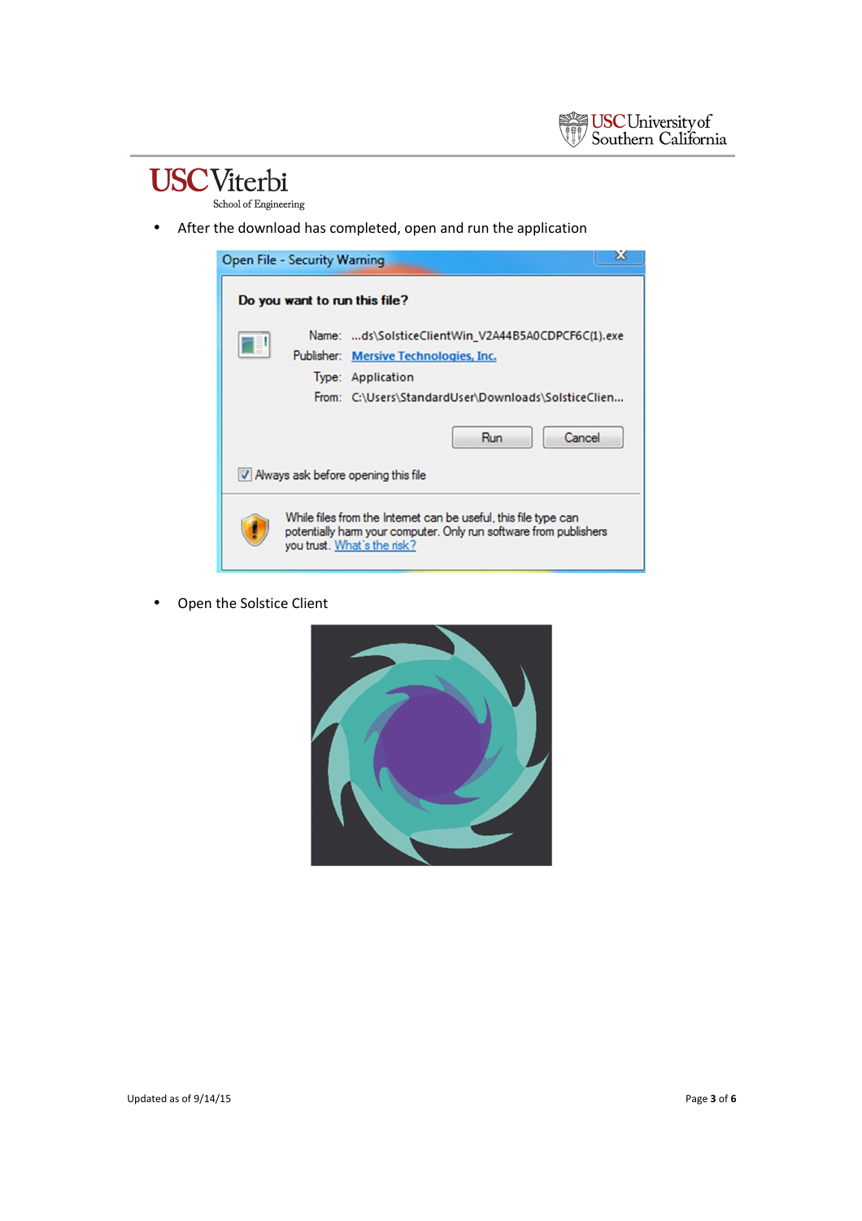- After the download has completed, open and run the application

- Open the Solstice Client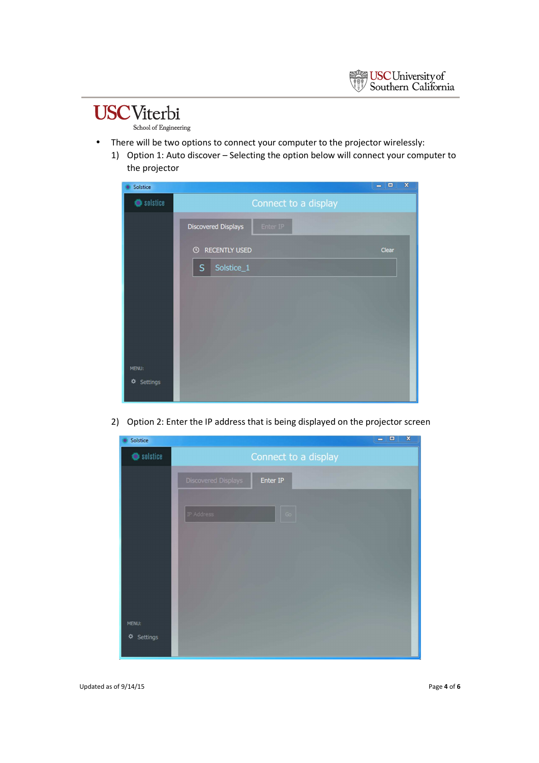- There will be two options to connect your computer to the projector wirelessly:
  1) Option 1: Auto discover – Selecting the option below will connect your computer to the projector
  2) Option 2: Enter the IP address that is being displayed on the projector screen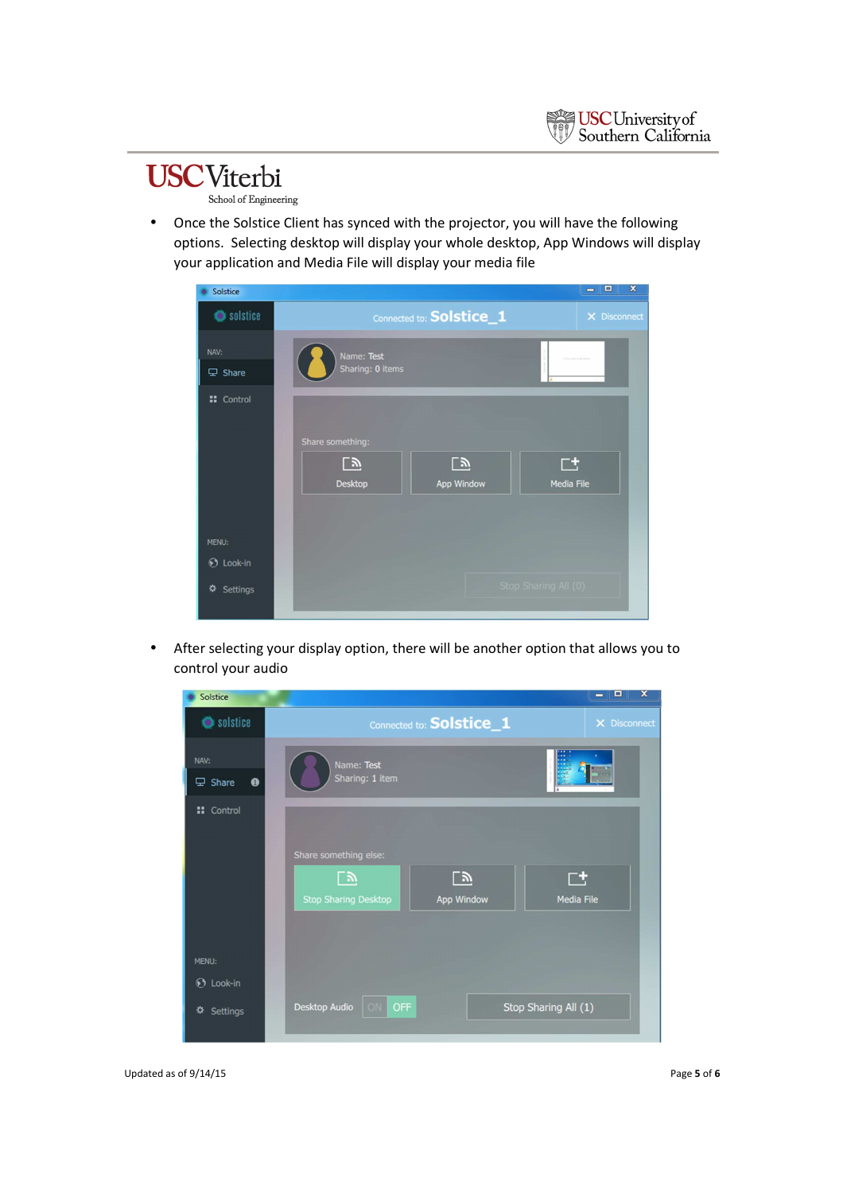- Once the Solstice Client has synced with the projector, you will have the following options. Selecting desktop will display your whole desktop, App Windows will display your application and Media File will display your media file

- After selecting your display option, there will be another option that allows you to control your audio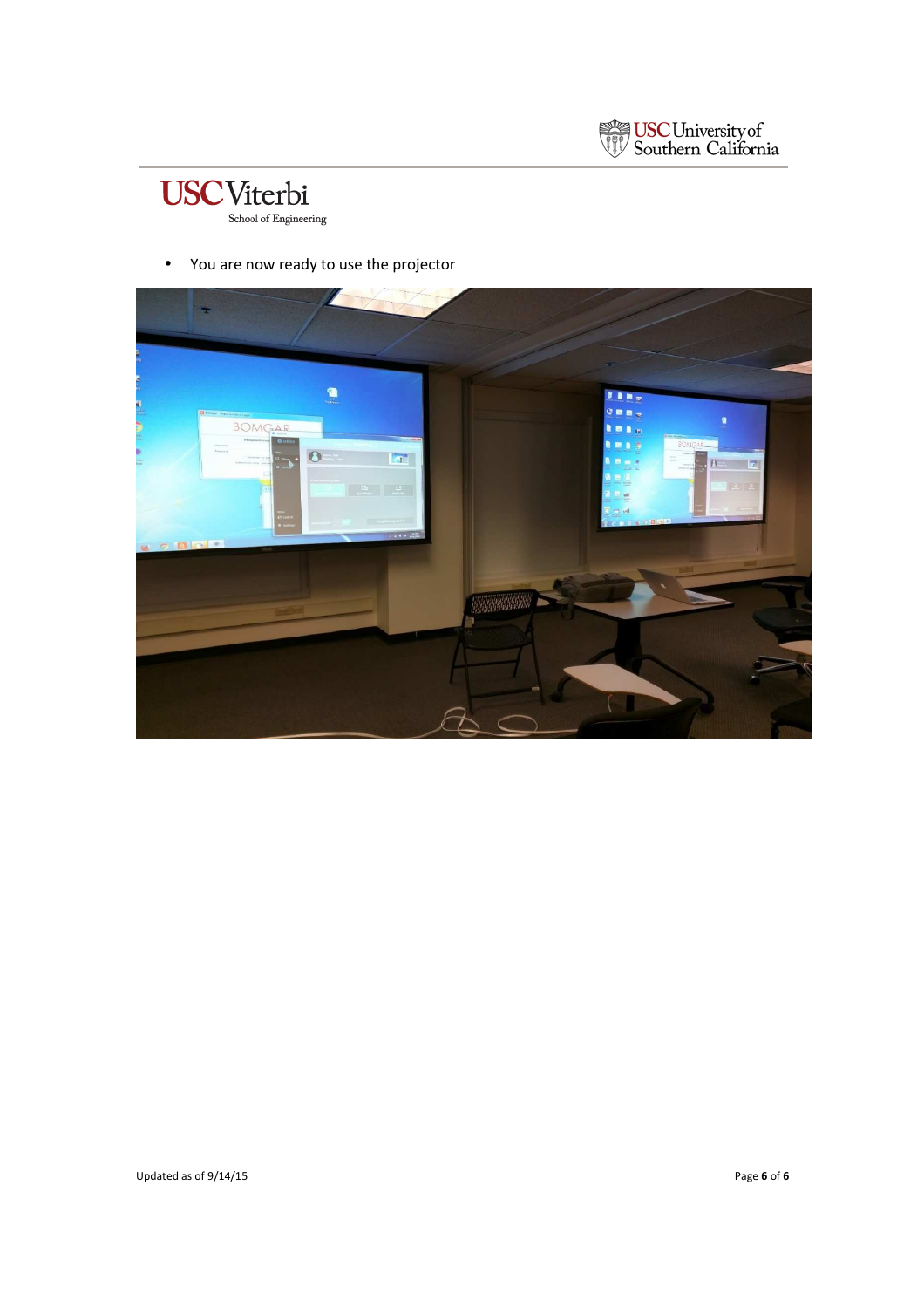- You are now ready to use the projector